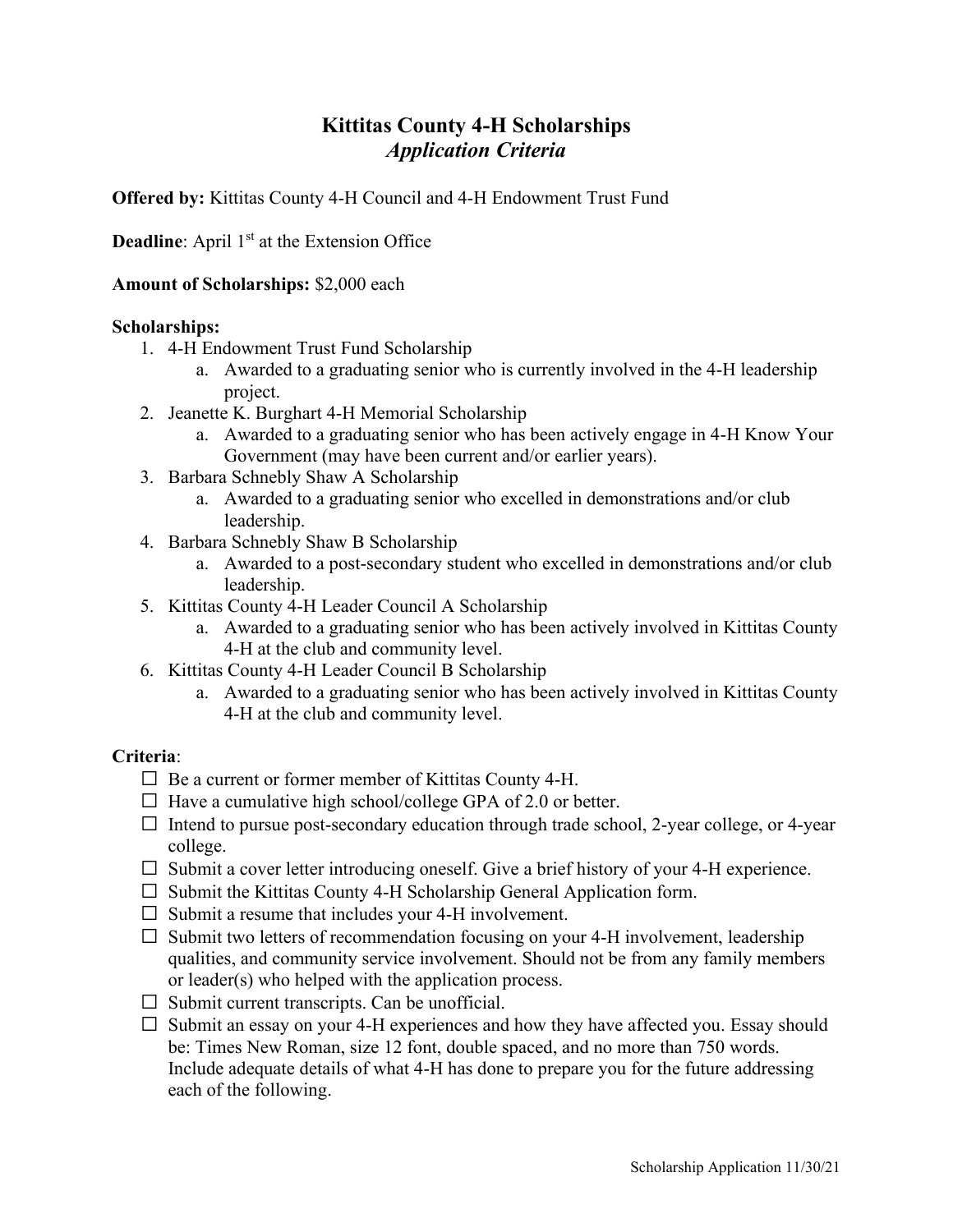# Kittitas County 4-H Scholarships
## *Application Criteria*

**Offered by:** Kittitas County 4-H Council and 4-H Endowment Trust Fund

**Deadline**: April 1st at the Extension Office

**Amount of Scholarships:** $2,000 each

**Scholarships:**

1. 4-H Endowment Trust Fund Scholarship
   a. Awarded to a graduating senior who is currently involved in the 4-H leadership project.
2. Jeanette K. Burghart 4-H Memorial Scholarship
   a. Awarded to a graduating senior who has been actively engage in 4-H Know Your Government (may have been current and/or earlier years).
3. Barbara Schnebly Shaw A Scholarship
   a. Awarded to a graduating senior who excelled in demonstrations and/or club leadership.
4. Barbara Schnebly Shaw B Scholarship
   a. Awarded to a post-secondary student who excelled in demonstrations and/or club leadership.
5. Kittitas County 4-H Leader Council A Scholarship
   a. Awarded to a graduating senior who has been actively involved in Kittitas County 4-H at the club and community level.
6. Kittitas County 4-H Leader Council B Scholarship
   a. Awarded to a graduating senior who has been actively involved in Kittitas County 4-H at the club and community level.

**Criteria**:

- ☐ Be a current or former member of Kittitas County 4-H.
- ☐ Have a cumulative high school/college GPA of 2.0 or better.
- ☐ Intend to pursue post-secondary education through trade school, 2-year college, or 4-year college.
- ☐ Submit a cover letter introducing oneself. Give a brief history of your 4-H experience.
- ☐ Submit the Kittitas County 4-H Scholarship General Application form.
- ☐ Submit a resume that includes your 4-H involvement.
- ☐ Submit two letters of recommendation focusing on your 4-H involvement, leadership qualities, and community service involvement. Should not be from any family members or leader(s) who helped with the application process.
- ☐ Submit current transcripts. Can be unofficial.
- ☐ Submit an essay on your 4-H experiences and how they have affected you. Essay should be: Times New Roman, size 12 font, double spaced, and no more than 750 words. Include adequate details of what 4-H has done to prepare you for the future addressing each of the following.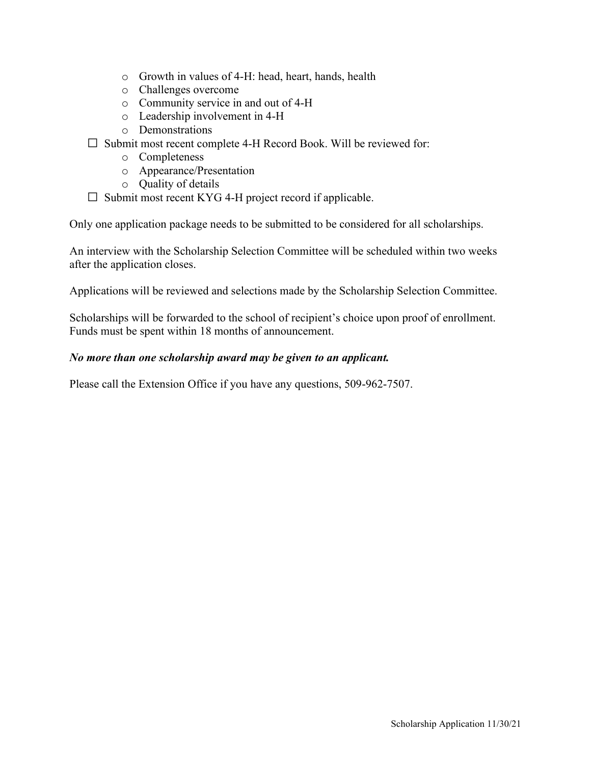- Growth in values of 4-H: head, heart, hands, health
  - Challenges overcome
  - Community service in and out of 4-H
  - Leadership involvement in 4-H
  - Demonstrations
- ☐ Submit most recent complete 4-H Record Book. Will be reviewed for:
  - Completeness
  - Appearance/Presentation
  - Quality of details
- ☐ Submit most recent KYG 4-H project record if applicable.

Only one application package needs to be submitted to be considered for all scholarships.

An interview with the Scholarship Selection Committee will be scheduled within two weeks after the application closes.

Applications will be reviewed and selections made by the Scholarship Selection Committee.

Scholarships will be forwarded to the school of recipient's choice upon proof of enrollment. Funds must be spent within 18 months of announcement.

***No more than one scholarship award may be given to an applicant.***

Please call the Extension Office if you have any questions, 509-962-7507.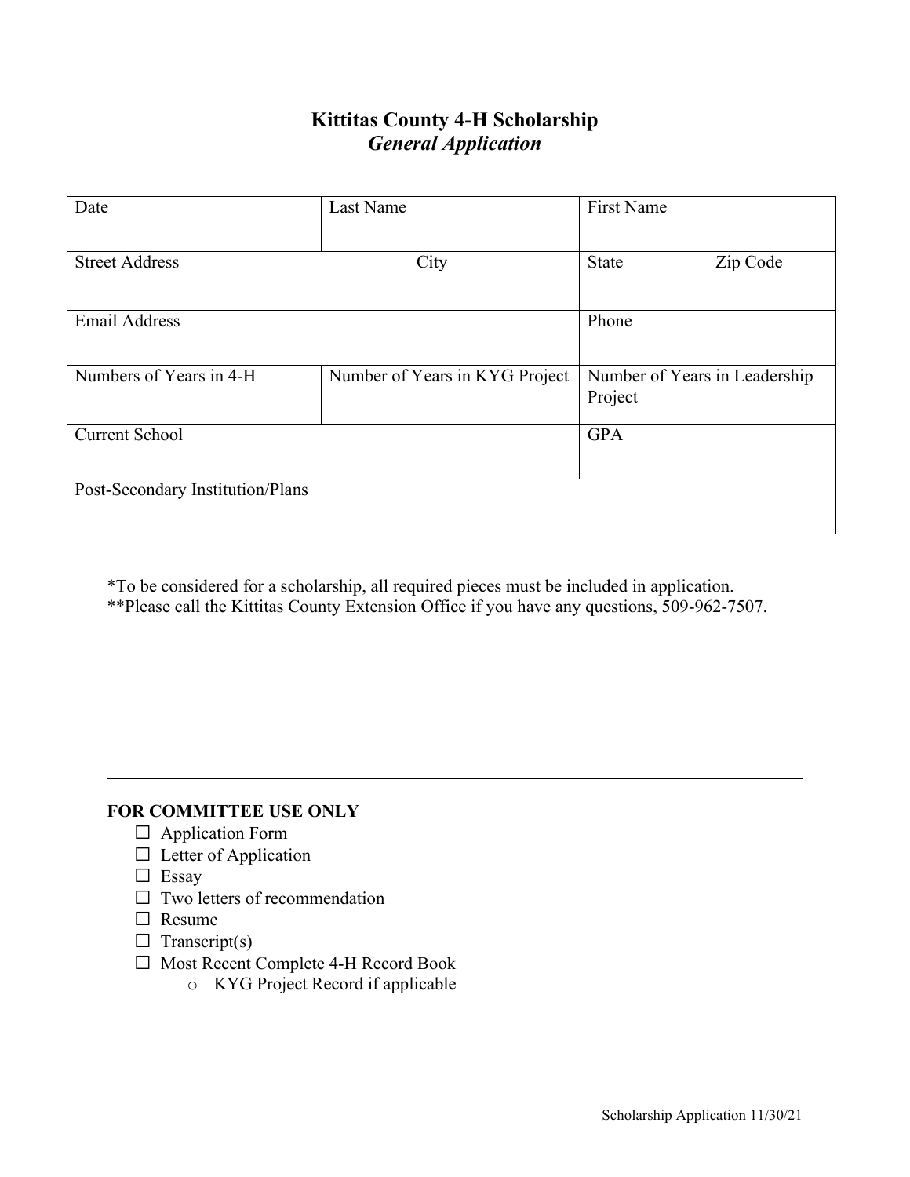# Kittitas County 4-H Scholarship
## *General Application*

| | | | | |
|---|---|---|---|---|
| Date | Last Name | | First Name | |
| Street Address | | City | State | Zip Code |
| Email Address | | | Phone | |
| Numbers of Years in 4-H | Number of Years in KYG Project | | Number of Years in Leadership Project | |
| Current School | | | GPA | |
| Post-Secondary Institution/Plans | | | | |

*To be considered for a scholarship, all required pieces must be included in application.
**Please call the Kittitas County Extension Office if you have any questions, 509-962-7507.

---

**FOR COMMITTEE USE ONLY**

- ☐ Application Form
- ☐ Letter of Application
- ☐ Essay
- ☐ Two letters of recommendation
- ☐ Resume
- ☐ Transcript(s)
- ☐ Most Recent Complete 4-H Record Book
  - KYG Project Record if applicable

Scholarship Application 11/30/21